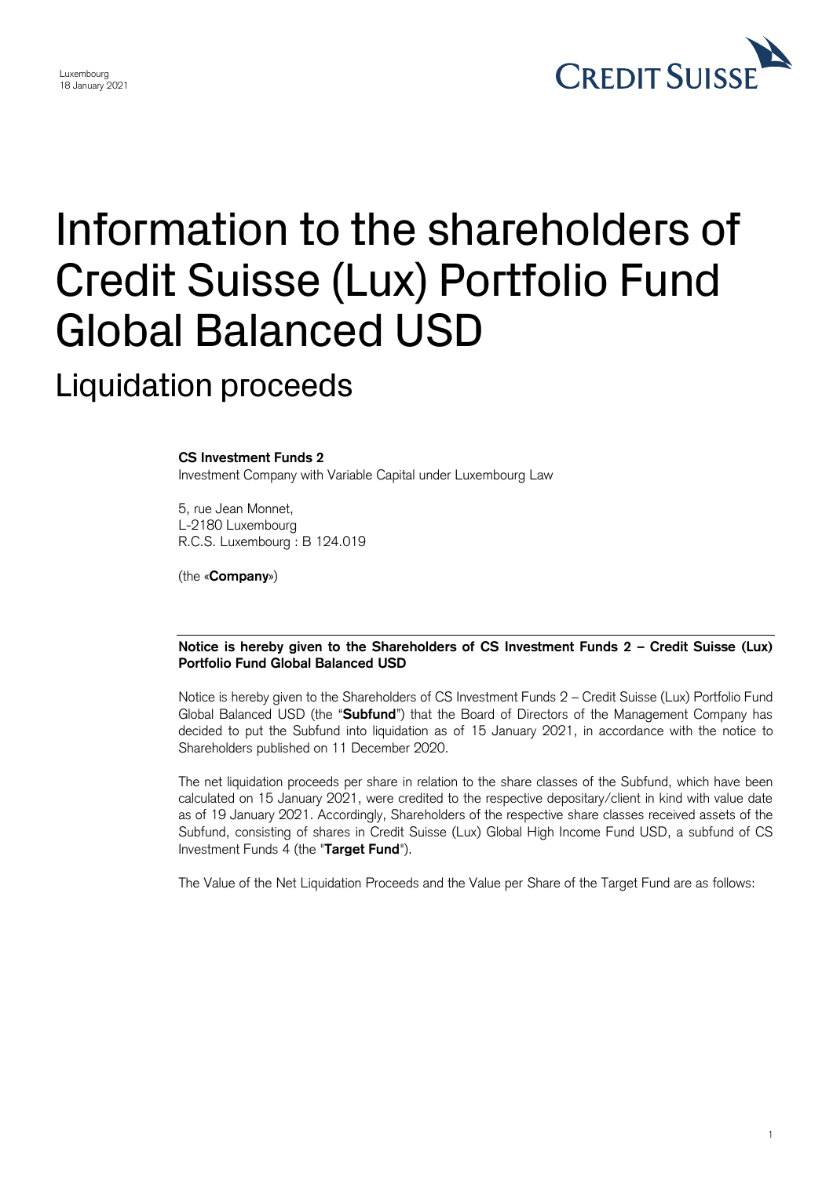Luxembourg
18 January 2021

# Information to the shareholders of Credit Suisse (Lux) Portfolio Fund Global Balanced USD

## Liquidation proceeds

**CS Investment Funds 2**
Investment Company with Variable Capital under Luxembourg Law

5, rue Jean Monnet,
L-2180 Luxembourg
R.C.S. Luxembourg : B 124.019

(the «**Company**»)

**Notice is hereby given to the Shareholders of CS Investment Funds 2 – Credit Suisse (Lux) Portfolio Fund Global Balanced USD**

Notice is hereby given to the Shareholders of CS Investment Funds 2 – Credit Suisse (Lux) Portfolio Fund Global Balanced USD (the "**Subfund**") that the Board of Directors of the Management Company has decided to put the Subfund into liquidation as of 15 January 2021, in accordance with the notice to Shareholders published on 11 December 2020.

The net liquidation proceeds per share in relation to the share classes of the Subfund, which have been calculated on 15 January 2021, were credited to the respective depositary/client in kind with value date as of 19 January 2021. Accordingly, Shareholders of the respective share classes received assets of the Subfund, consisting of shares in Credit Suisse (Lux) Global High Income Fund USD, a subfund of CS Investment Funds 4 (the "**Target Fund**").

The Value of the Net Liquidation Proceeds and the Value per Share of the Target Fund are as follows: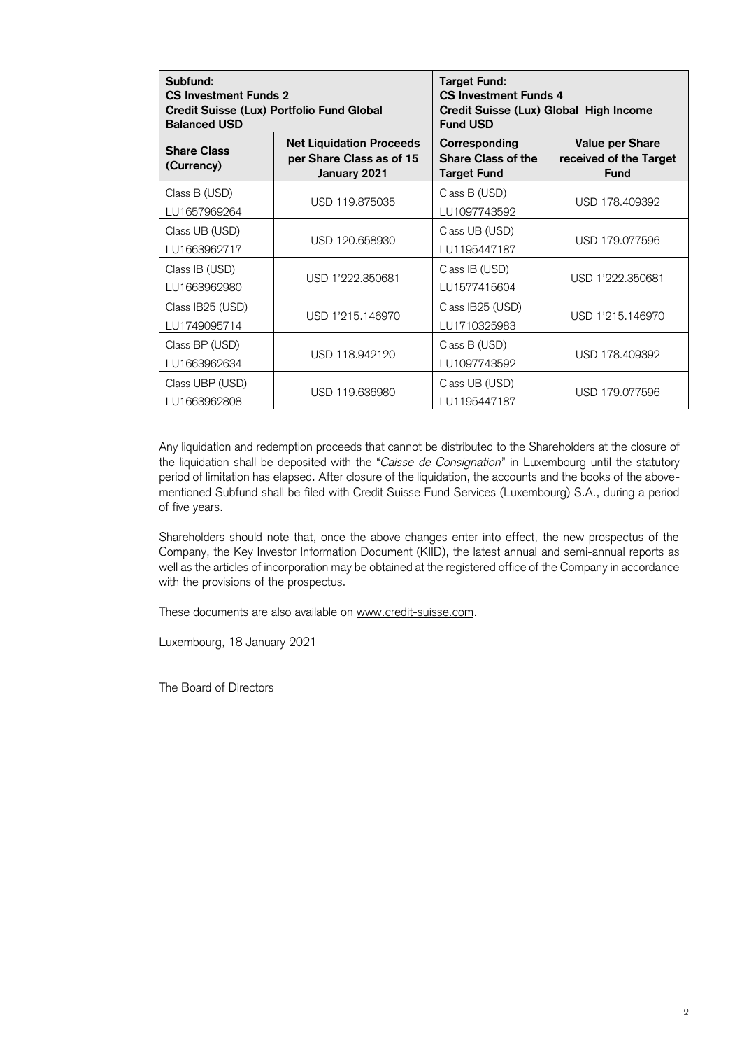| **Subfund: CS Investment Funds 2 Credit Suisse (Lux) Portfolio Fund Global Balanced USD** | | **Target Fund: CS Investment Funds 4 Credit Suisse (Lux) Global High Income Fund USD** | |
|---|---|---|---|
| **Share Class (Currency)** | **Net Liquidation Proceeds per Share Class as of 15 January 2021** | **Corresponding Share Class of the Target Fund** | **Value per Share received of the Target Fund** |
| Class B (USD) LU1657969264 | USD 119.875035 | Class B (USD) LU1097743592 | USD 178.409392 |
| Class UB (USD) LU1663962717 | USD 120.658930 | Class UB (USD) LU1195447187 | USD 179.077596 |
| Class IB (USD) LU1663962980 | USD 1'222.350681 | Class IB (USD) LU1577415604 | USD 1'222.350681 |
| Class IB25 (USD) LU1749095714 | USD 1'215.146970 | Class IB25 (USD) LU1710325983 | USD 1'215.146970 |
| Class BP (USD) LU1663962634 | USD 118.942120 | Class B (USD) LU1097743592 | USD 178.409392 |
| Class UBP (USD) LU1663962808 | USD 119.636980 | Class UB (USD) LU1195447187 | USD 179.077596 |

Any liquidation and redemption proceeds that cannot be distributed to the Shareholders at the closure of the liquidation shall be deposited with the "*Caisse de Consignation*" in Luxembourg until the statutory period of limitation has elapsed. After closure of the liquidation, the accounts and the books of the above-mentioned Subfund shall be filed with Credit Suisse Fund Services (Luxembourg) S.A., during a period of five years.

Shareholders should note that, once the above changes enter into effect, the new prospectus of the Company, the Key Investor Information Document (KIID), the latest annual and semi-annual reports as well as the articles of incorporation may be obtained at the registered office of the Company in accordance with the provisions of the prospectus.

These documents are also available on www.credit-suisse.com.

Luxembourg, 18 January 2021

The Board of Directors